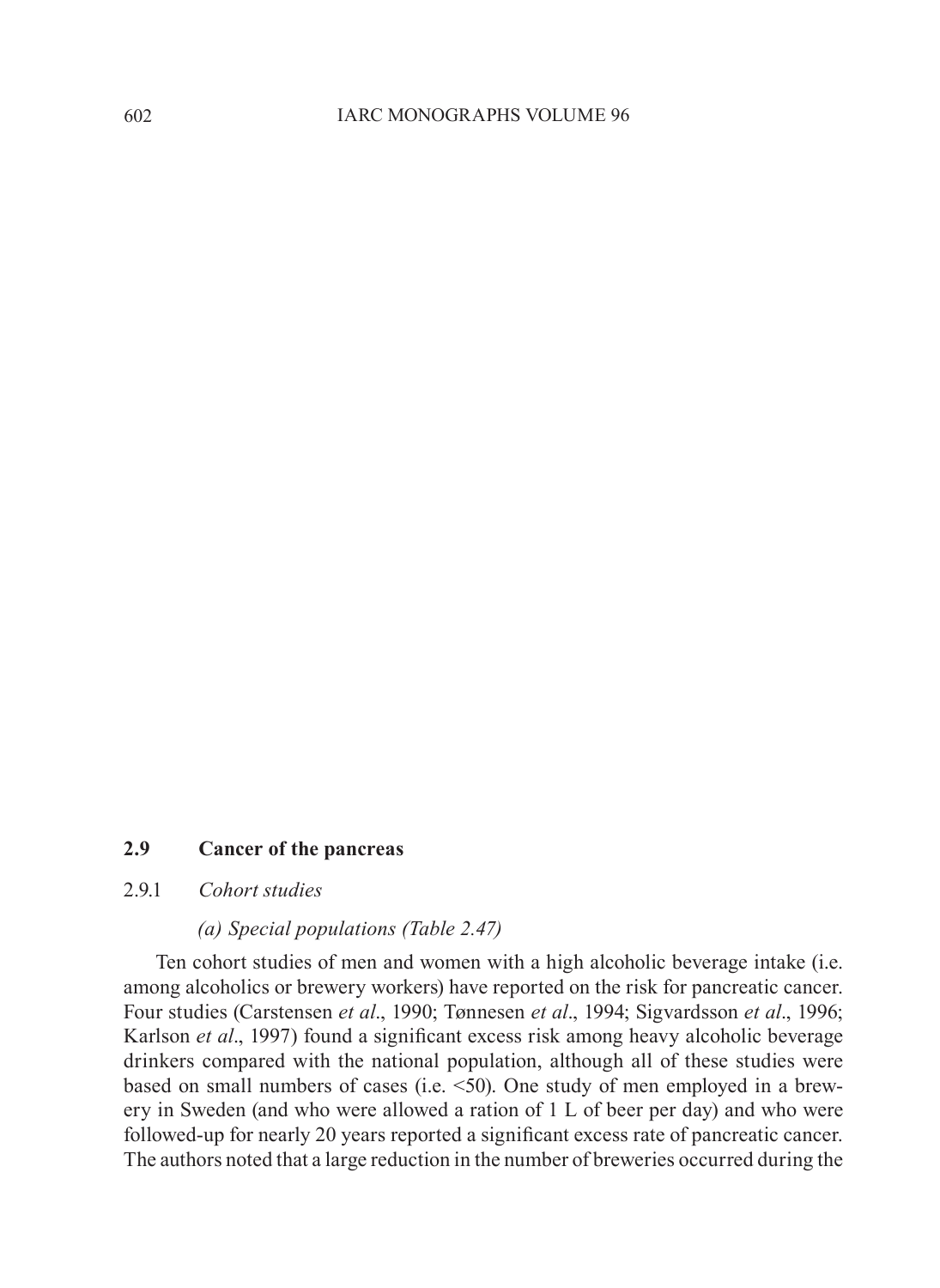## 2.9 Cancer of the pancreas

### 2.9.1 *Cohort studies*

#### *(a) Special populations (Table 2.47)*

Ten cohort studies of men and women with a high alcoholic beverage intake (i.e. among alcoholics or brewery workers) have reported on the risk for pancreatic cancer. Four studies (Carstensen *et al*., 1990; Tønnesen *et al*., 1994; Sigvardsson *et al*., 1996; Karlson *et al*., 1997) found a significant excess risk among heavy alcoholic beverage drinkers compared with the national population, although all of these studies were based on small numbers of cases (i.e. <50). One study of men employed in a brewery in Sweden (and who were allowed a ration of 1 L of beer per day) and who were followed-up for nearly 20 years reported a significant excess rate of pancreatic cancer. The authors noted that a large reduction in the number of breweries occurred during the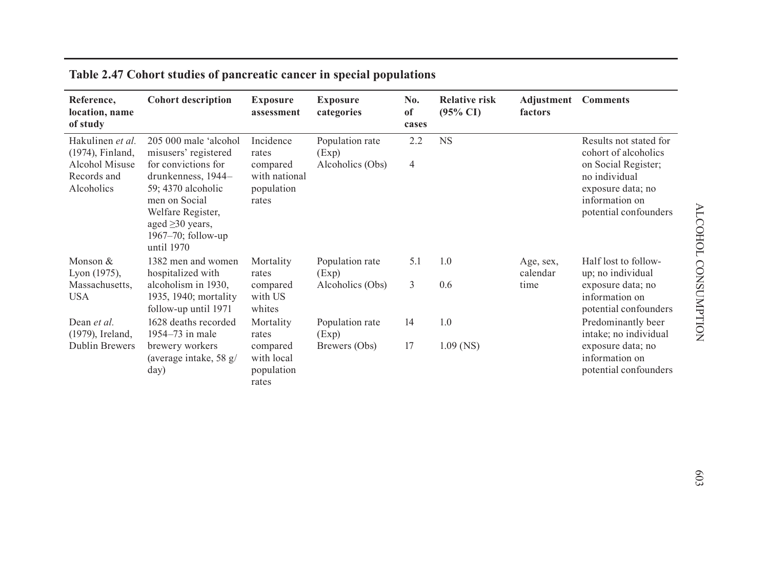**Table 2.47 Cohort studies of pancreatic cancer in special populations**

| Reference, location, name of study | Cohort description | Exposure assessment | Exposure categories | No. of cases | Relative risk (95% CI) | Adjustment factors | Comments |
|---|---|---|---|---|---|---|---|
| Hakulinen *et al.* (1974), Finland, Alcohol Misuse Records and Alcoholics | 205 000 male 'alcohol misusers' registered for convictions for drunkenness, 1944–59; 4370 alcoholic men on Social Welfare Register, aged ≥30 years, 1967–70; follow-up until 1970 | Incidence rates compared with national population rates | Population rate (Exp) | 2.2 | NS | | Results not stated for cohort of alcoholics on Social Register; no individual exposure data; no information on potential confounders |
| | | | Alcoholics (Obs) | 4 | | | |
| Monson & Lyon (1975), Massachusetts, USA | 1382 men and women hospitalized with alcoholism in 1930, 1935, 1940; mortality follow-up until 1971 | Mortality rates compared with US whites | Population rate (Exp) | 5.1 | 1.0 | Age, sex, calendar time | Half lost to follow-up; no individual exposure data; no information on potential confounders |
| | | | Alcoholics (Obs) | 3 | 0.6 | | |
| Dean *et al.* (1979), Ireland, Dublin Brewers | 1628 deaths recorded 1954–73 in male brewery workers (average intake, 58 g/day) | Mortality rates compared with local population rates | Population rate (Exp) | 14 | 1.0 | | Predominantly beer intake; no individual exposure data; no information on potential confounders |
| | | | Brewers (Obs) | 17 | 1.09 (NS) | | |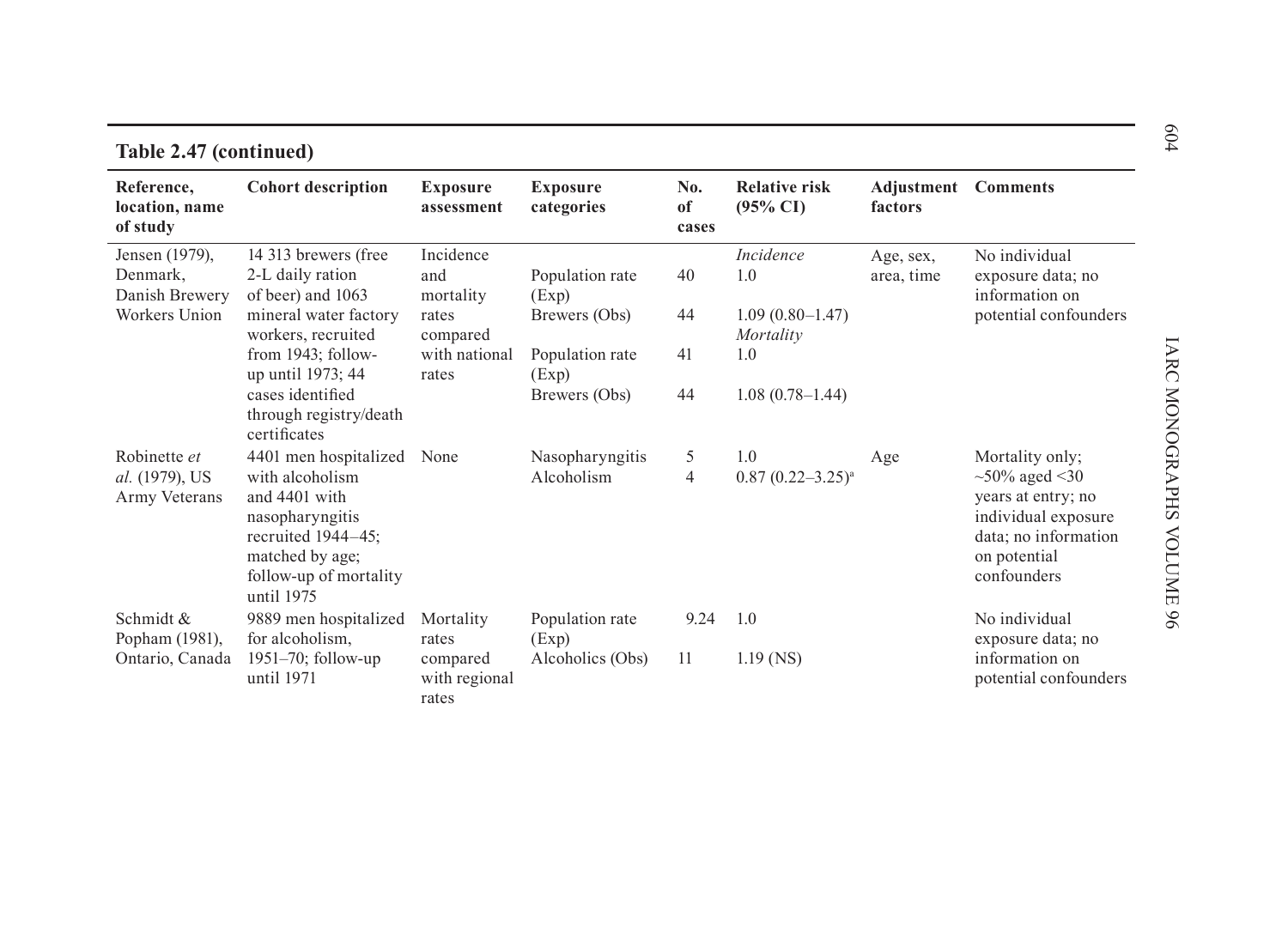**Table 2.47 (continued)**

| Reference, location, name of study | Cohort description | Exposure assessment | Exposure categories | No. of cases | Relative risk (95% CI) | Adjustment factors | Comments |
|---|---|---|---|---|---|---|---|
| Jensen (1979), Denmark, Danish Brewery Workers Union | 14 313 brewers (free 2-L daily ration of beer) and 1063 mineral water factory workers, recruited from 1943; follow-up until 1973; 44 cases identified through registry/death certificates | Incidence and mortality rates compared with national rates | | | *Incidence* | Age, sex, area, time | No individual exposure data; no information on potential confounders |
| | | | Population rate (Exp) | 40 | 1.0 | | |
| | | | Brewers (Obs) | 44 | 1.09 (0.80–1.47) | | |
| | | | | | *Mortality* | | |
| | | | Population rate (Exp) | 41 | 1.0 | | |
| | | | Brewers (Obs) | 44 | 1.08 (0.78–1.44) | | |
| Robinette *et al.* (1979), US Army Veterans | 4401 men hospitalized with alcoholism and 4401 with nasopharyngitis recruited 1944–45; matched by age; follow-up of mortality until 1975 | None | Nasopharyngitis | 5 | 1.0 | Age | Mortality only; ~50% aged <30 years at entry; no individual exposure data; no information on potential confounders |
| | | | Alcoholism | 4 | 0.87 (0.22–3.25)[a] | | |
| Schmidt & Popham (1981), Ontario, Canada | 9889 men hospitalized for alcoholism, 1951–70; follow-up until 1971 | Mortality rates compared with regional rates | Population rate (Exp) | 9.24 | 1.0 | | No individual exposure data; no information on potential confounders |
| | | | Alcoholics (Obs) | 11 | 1.19 (NS) | | |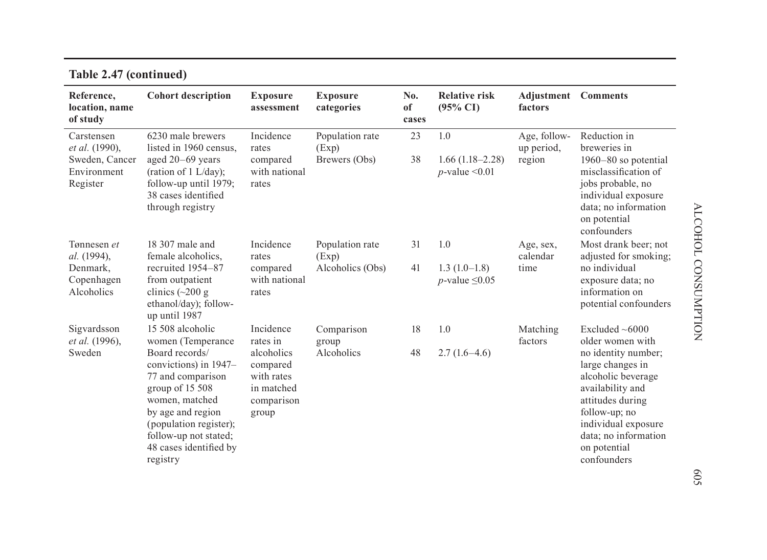**Table 2.47 (continued)**

| Reference, location, name of study | Cohort description | Exposure assessment | Exposure categories | No. of cases | Relative risk (95% CI) | Adjustment factors | Comments |
|---|---|---|---|---|---|---|---|
| Carstensen *et al.* (1990), Sweden, Cancer Environment Register | 6230 male brewers listed in 1960 census, aged 20–69 years (ration of 1 L/day); follow-up until 1979; 38 cases identified through registry | Incidence rates compared with national rates | Population rate (Exp) | 23 | 1.0 | Age, follow-up period, region | Reduction in breweries in 1960–80 so potential misclassification of jobs probable, no individual exposure data; no information on potential confounders |
| | | | Brewers (Obs) | 38 | 1.66 (1.18–2.28) *p*-value <0.01 | | |
| Tønnesen *et al.* (1994), Denmark, Copenhagen Alcoholics | 18 307 male and female alcoholics, recruited 1954–87 from outpatient clinics (~200 g ethanol/day); follow-up until 1987 | Incidence rates compared with national rates | Population rate (Exp) | 31 | 1.0 | Age, sex, calendar time | Most drank beer; not adjusted for smoking; no individual exposure data; no information on potential confounders |
| | | | Alcoholics (Obs) | 41 | 1.3 (1.0–1.8) *p*-value ≤0.05 | | |
| Sigvardsson *et al.* (1996), Sweden | 15 508 alcoholic women (Temperance Board records/ convictions) in 1947–77 and comparison group of 15 508 women, matched by age and region (population register); follow-up not stated; 48 cases identified by registry | Incidence rates in alcoholics compared with rates in matched comparison group | Comparison group | 18 | 1.0 | Matching factors | Excluded ~6000 older women with no identity number; large changes in alcoholic beverage availability and attitudes during follow-up; no individual exposure data; no information on potential confounders |
| | | | Alcoholics | 48 | 2.7 (1.6–4.6) | | |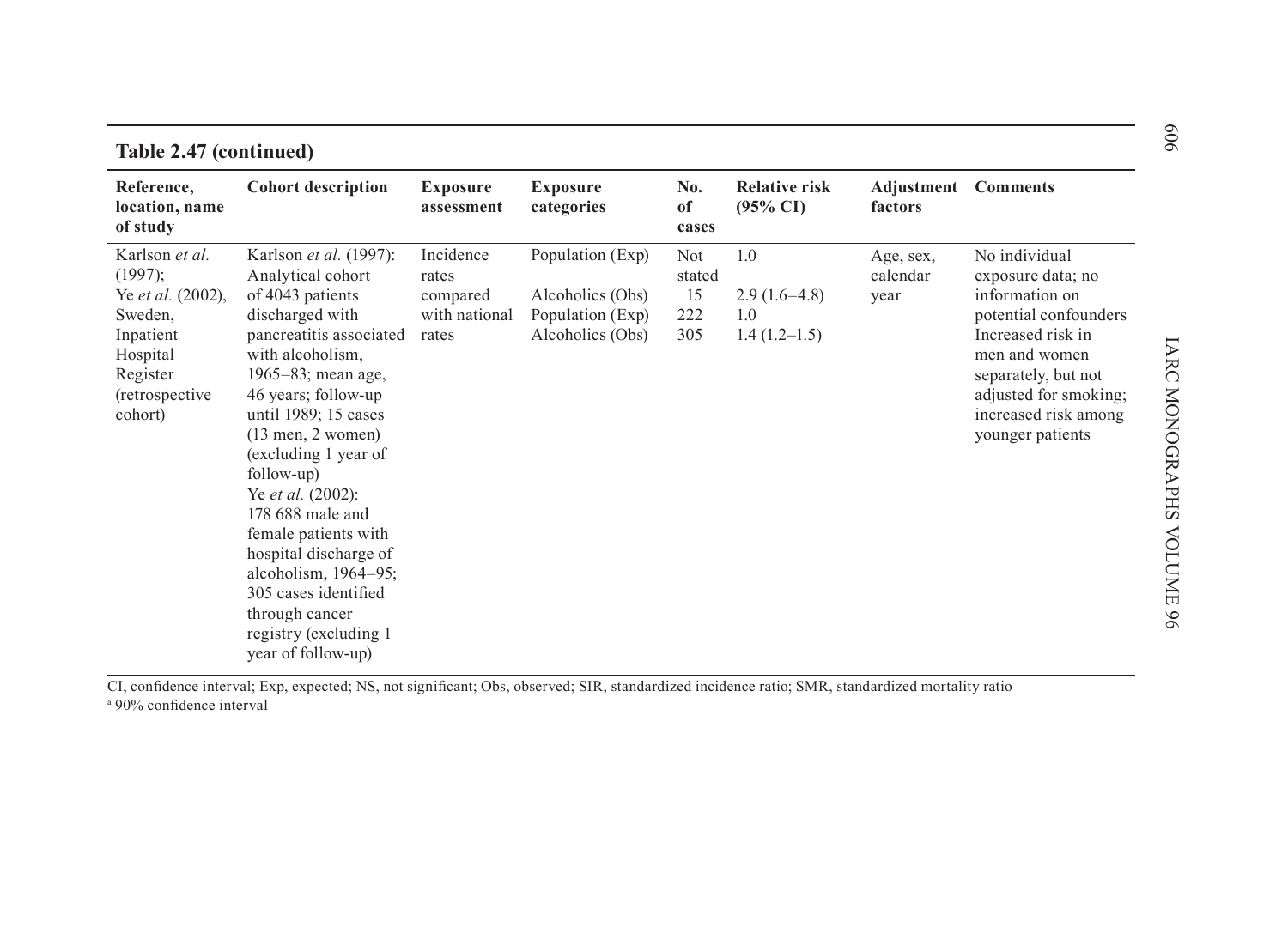## Table 2.47 (continued)

| Reference, location, name of study | Cohort description | Exposure assessment | Exposure categories | No. of cases | Relative risk (95% CI) | Adjustment factors | Comments |
|---|---|---|---|---|---|---|---|
| Karlson *et al.* (1997); Ye *et al.* (2002), Sweden, Inpatient Hospital Register (retrospective cohort) | Karlson *et al.* (1997): Analytical cohort of 4043 patients discharged with pancreatitis associated with alcoholism, 1965–83; mean age, 46 years; follow-up until 1989; 15 cases (13 men, 2 women) (excluding 1 year of follow-up)<br>Ye *et al.* (2002): 178 688 male and female patients with hospital discharge of alcoholism, 1964–95; 305 cases identified through cancer registry (excluding 1 year of follow-up) | Incidence rates compared with national rates | Population (Exp)<br>Alcoholics (Obs)<br>Population (Exp)<br>Alcoholics (Obs) | Not stated<br>15<br>222<br>305 | 1.0<br>2.9 (1.6–4.8)<br>1.0<br>1.4 (1.2–1.5) | Age, sex, calendar year | No individual exposure data; no information on potential confounders<br>Increased risk in men and women separately, but not adjusted for smoking; increased risk among younger patients |

CI, confidence interval; Exp, expected; NS, not significant; Obs, observed; SIR, standardized incidence ratio; SMR, standardized mortality ratio

[a] 90% confidence interval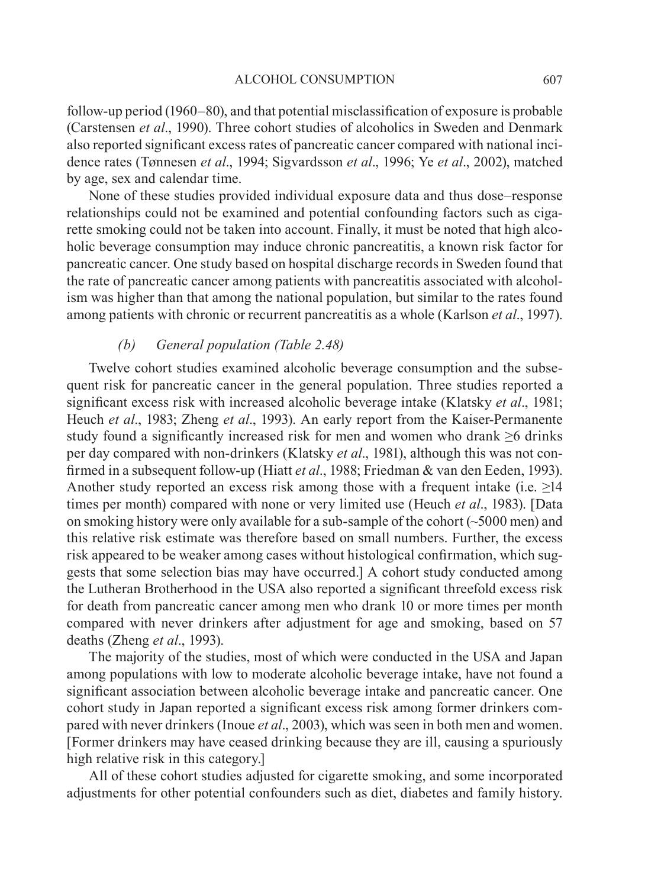follow-up period (1960–80), and that potential misclassification of exposure is probable (Carstensen *et al*., 1990). Three cohort studies of alcoholics in Sweden and Denmark also reported significant excess rates of pancreatic cancer compared with national incidence rates (Tønnesen *et al*., 1994; Sigvardsson *et al*., 1996; Ye *et al*., 2002), matched by age, sex and calendar time.

None of these studies provided individual exposure data and thus dose–response relationships could not be examined and potential confounding factors such as cigarette smoking could not be taken into account. Finally, it must be noted that high alcoholic beverage consumption may induce chronic pancreatitis, a known risk factor for pancreatic cancer. One study based on hospital discharge records in Sweden found that the rate of pancreatic cancer among patients with pancreatitis associated with alcoholism was higher than that among the national population, but similar to the rates found among patients with chronic or recurrent pancreatitis as a whole (Karlson *et al*., 1997).

### *(b) General population (Table 2.48)*

Twelve cohort studies examined alcoholic beverage consumption and the subsequent risk for pancreatic cancer in the general population. Three studies reported a significant excess risk with increased alcoholic beverage intake (Klatsky *et al*., 1981; Heuch *et al*., 1983; Zheng *et al*., 1993). An early report from the Kaiser-Permanente study found a significantly increased risk for men and women who drank ≥6 drinks per day compared with non-drinkers (Klatsky *et al*., 1981), although this was not confirmed in a subsequent follow-up (Hiatt *et al*., 1988; Friedman & van den Eeden, 1993). Another study reported an excess risk among those with a frequent intake (i.e. ≥14 times per month) compared with none or very limited use (Heuch *et al*., 1983). [Data on smoking history were only available for a sub-sample of the cohort (~5000 men) and this relative risk estimate was therefore based on small numbers. Further, the excess risk appeared to be weaker among cases without histological confirmation, which suggests that some selection bias may have occurred.] A cohort study conducted among the Lutheran Brotherhood in the USA also reported a significant threefold excess risk for death from pancreatic cancer among men who drank 10 or more times per month compared with never drinkers after adjustment for age and smoking, based on 57 deaths (Zheng *et al*., 1993).

The majority of the studies, most of which were conducted in the USA and Japan among populations with low to moderate alcoholic beverage intake, have not found a significant association between alcoholic beverage intake and pancreatic cancer. One cohort study in Japan reported a significant excess risk among former drinkers compared with never drinkers (Inoue *et al*., 2003), which was seen in both men and women. [Former drinkers may have ceased drinking because they are ill, causing a spuriously high relative risk in this category.]

All of these cohort studies adjusted for cigarette smoking, and some incorporated adjustments for other potential confounders such as diet, diabetes and family history.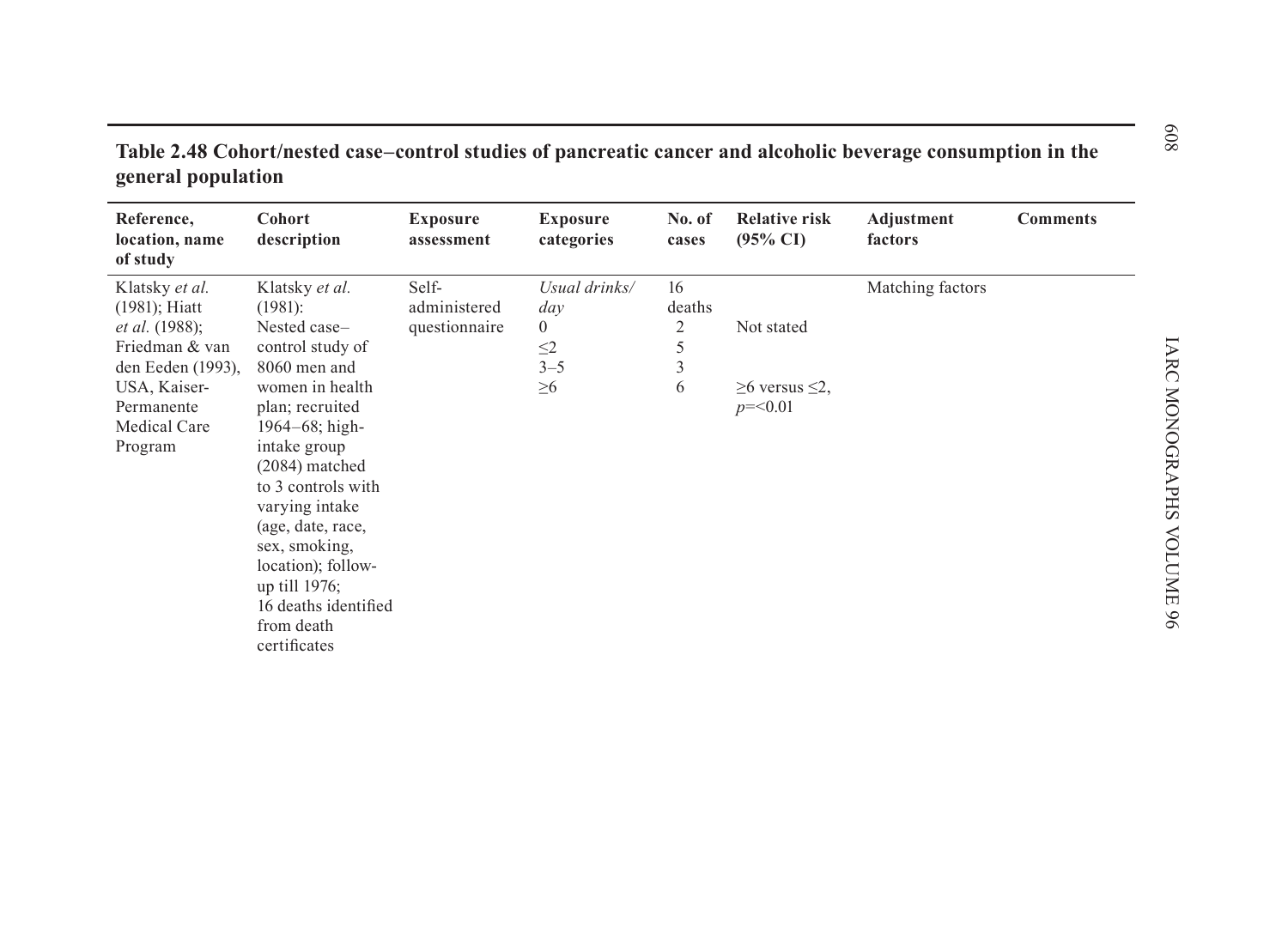**Table 2.48 Cohort/nested case–control studies of pancreatic cancer and alcoholic beverage consumption in the general population**

| Reference, location, name of study | Cohort description | Exposure assessment | Exposure categories | No. of cases | Relative risk (95% CI) | Adjustment factors | Comments |
|---|---|---|---|---|---|---|---|
| Klatsky *et al.* (1981); Hiatt *et al.* (1988); Friedman & van den Eeden (1993), USA, Kaiser-Permanente Medical Care Program | Klatsky *et al.* (1981): Nested case–control study of 8060 men and women in health plan; recruited 1964–68; high-intake group (2084) matched to 3 controls with varying intake (age, date, race, sex, smoking, location); follow-up till 1976; 16 deaths identified from death certificates | Self-administered questionnaire | *Usual drinks/day* | 16 deaths | | Matching factors | |
| | | | 0 | 2 | Not stated | | |
| | | | ≤2 | 5 | | | |
| | | | 3–5 | 3 | | | |
| | | | ≥6 | 6 | ≥6 versus ≤2, $p$=<0.01 | | |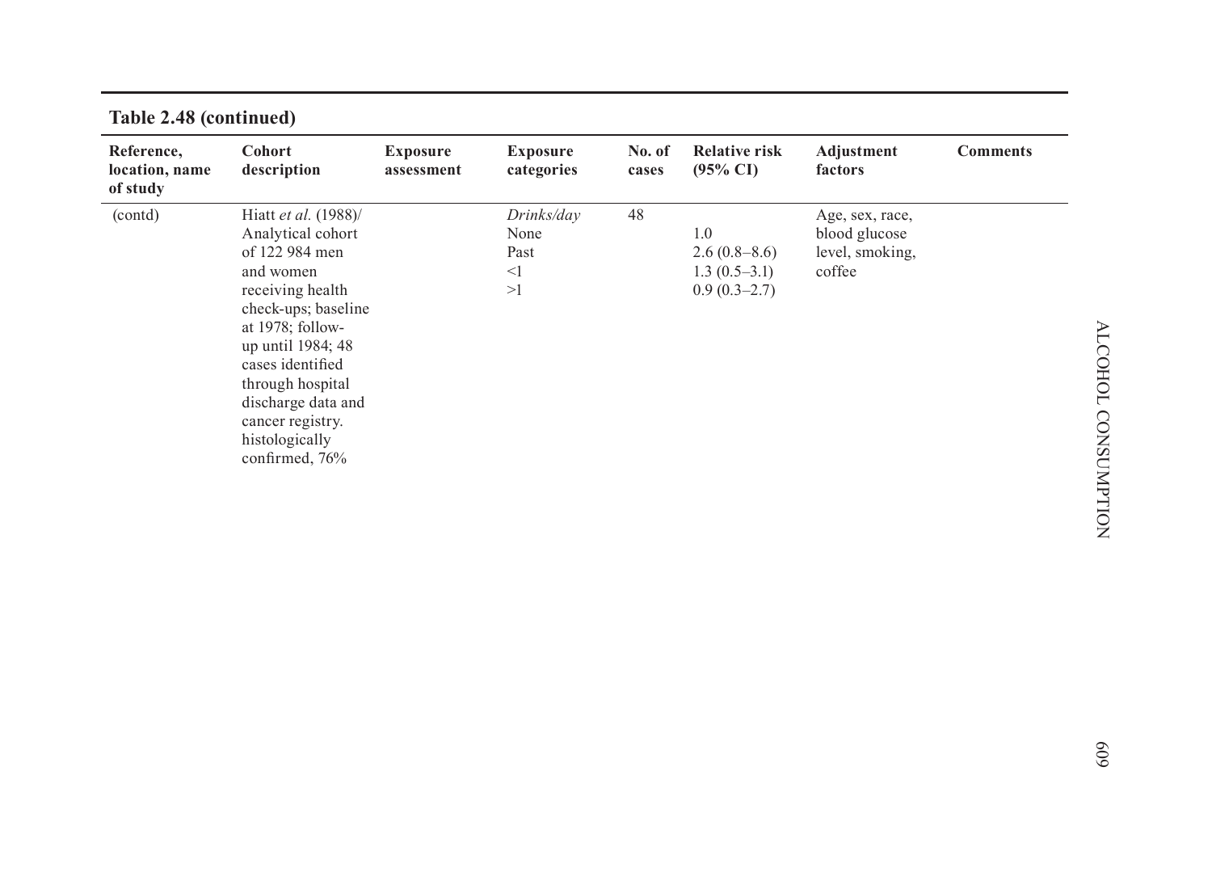**Table 2.48 (continued)**

| Reference, location, name of study | Cohort description | Exposure assessment | Exposure categories | No. of cases | Relative risk (95% CI) | Adjustment factors | Comments |
|---|---|---|---|---|---|---|---|
| (contd) | Hiatt *et al.* (1988)/ Analytical cohort of 122 984 men and women receiving health check-ups; baseline at 1978; follow-up until 1984; 48 cases identified through hospital discharge data and cancer registry. histologically confirmed, 76% | | *Drinks/day* | 48 | | Age, sex, race, blood glucose level, smoking, coffee | |
| | | | None | | 1.0 | | |
| | | | Past | | 2.6 (0.8–8.6) | | |
| | | | <1 | | 1.3 (0.5–3.1) | | |
| | | | >1 | | 0.9 (0.3–2.7) | | |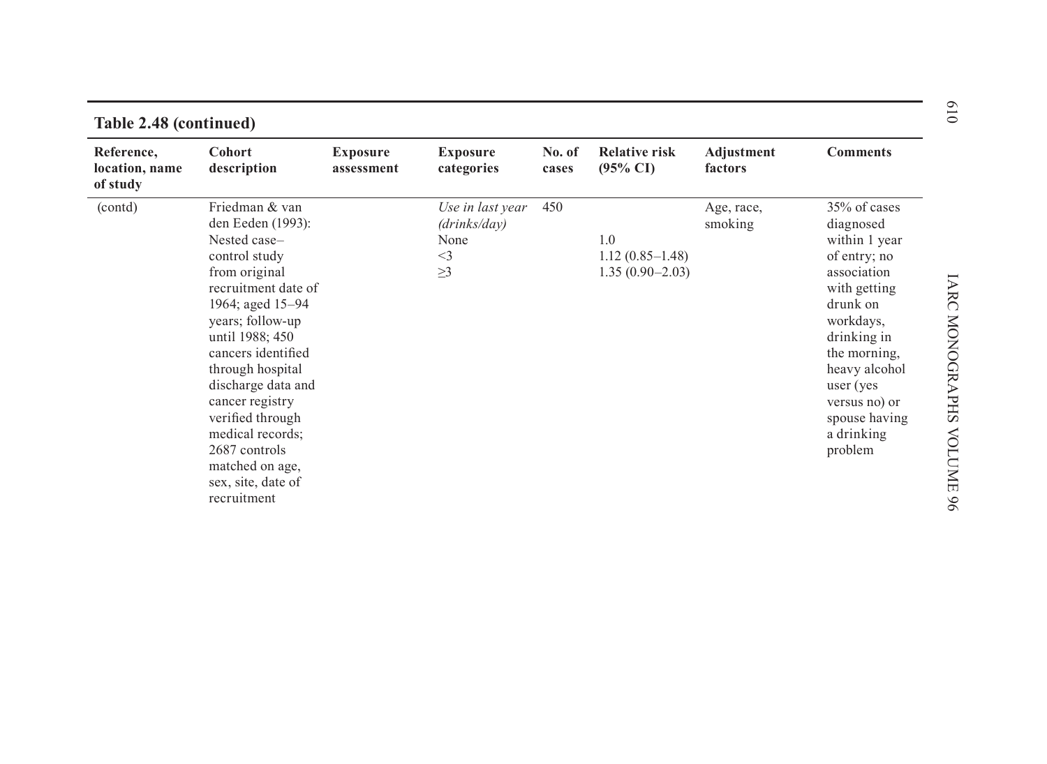**Table 2.48 (continued)**

| Reference, location, name of study | Cohort description | Exposure assessment | Exposure categories | No. of cases | Relative risk (95% CI) | Adjustment factors | Comments |
|---|---|---|---|---|---|---|---|
| (contd) | Friedman & van den Eeden (1993): Nested case–control study from original recruitment date of 1964; aged 15–94 years; follow-up until 1988; 450 cancers identified through hospital discharge data and cancer registry verified through medical records; 2687 controls matched on age, sex, site, date of recruitment | | *Use in last year (drinks/day)* | 450 | | Age, race, smoking | 35% of cases diagnosed within 1 year of entry; no association with getting drunk on workdays, drinking in the morning, heavy alcohol user (yes versus no) or spouse having a drinking problem |
| | | | None | | 1.0 | | |
| | | | <3 | | 1.12 (0.85–1.48) | | |
| | | | ≥3 | | 1.35 (0.90–2.03) | | |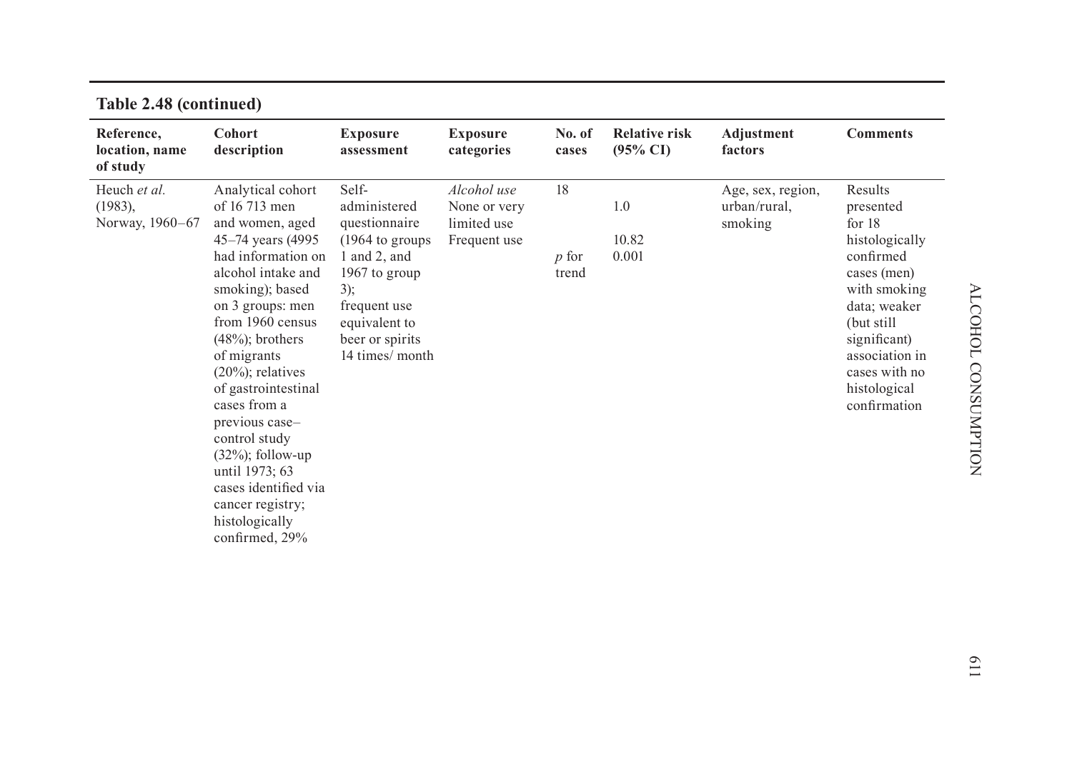**Table 2.48 (continued)**

| Reference, location, name of study | Cohort description | Exposure assessment | Exposure categories | No. of cases | Relative risk (95% CI) | Adjustment factors | Comments |
|---|---|---|---|---|---|---|---|
| Heuch *et al.* (1983), Norway, 1960–67 | Analytical cohort of 16 713 men and women, aged 45–74 years (4995 had information on alcohol intake and smoking); based on 3 groups: men from 1960 census (48%); brothers of migrants (20%); relatives of gastrointestinal cases from a previous case–control study (32%); follow-up until 1973; 63 cases identified via cancer registry; histologically confirmed, 29% | Self-administered questionnaire (1964 to groups 1 and 2, and 1967 to group 3); frequent use equivalent to beer or spirits 14 times/ month | *Alcohol use* | 18 | | Age, sex, region, urban/rural, smoking | Results presented for 18 histologically confirmed cases (men) with smoking data; weaker (but still significant) association in cases with no histological confirmation |
| | | | None or very limited use | | 1.0 | | |
| | | | Frequent use | | 10.82 | | |
| | | | | *p* for trend | 0.001 | | |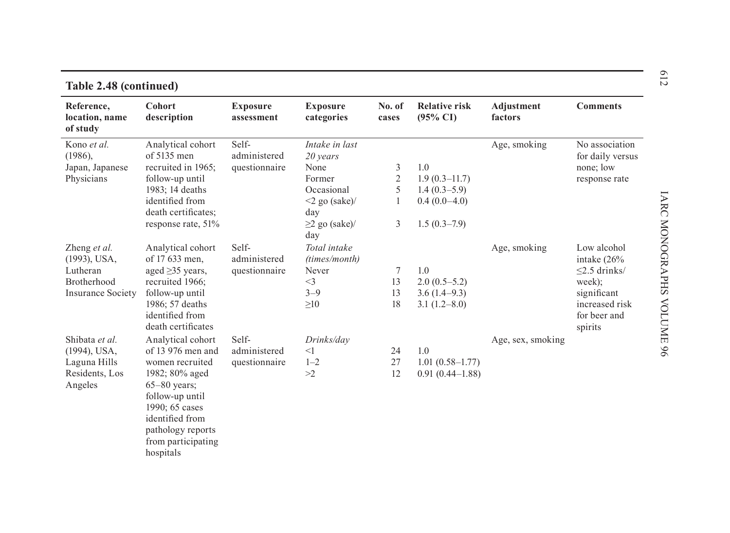**Table 2.48 (continued)**

| Reference, location, name of study | Cohort description | Exposure assessment | Exposure categories | No. of cases | Relative risk (95% CI) | Adjustment factors | Comments |
|---|---|---|---|---|---|---|---|
| Kono *et al.* (1986), Japan, Japanese Physicians | Analytical cohort of 5135 men recruited in 1965; follow-up until 1983; 14 deaths identified from death certificates; response rate, 51% | Self-administered questionnaire | *Intake in last 20 years* | | | Age, smoking | No association for daily versus none; low response rate |
| | | | None | 3 | 1.0 | | |
| | | | Former | 2 | 1.9 (0.3–11.7) | | |
| | | | Occasional | 5 | 1.4 (0.3–5.9) | | |
| | | | <2 go (sake)/day | 1 | 0.4 (0.0–4.0) | | |
| | | | ≥2 go (sake)/day | 3 | 1.5 (0.3–7.9) | | |
| Zheng *et al.* (1993), USA, Lutheran Brotherhood Insurance Society | Analytical cohort of 17 633 men, aged ≥35 years, recruited 1966; follow-up until 1986; 57 deaths identified from death certificates | Self-administered questionnaire | *Total intake (times/month)* | | | Age, smoking | Low alcohol intake (26% ≤2.5 drinks/week); significant increased risk for beer and spirits |
| | | | Never | 7 | 1.0 | | |
| | | | <3 | 13 | 2.0 (0.5–5.2) | | |
| | | | 3–9 | 13 | 3.6 (1.4–9.3) | | |
| | | | ≥10 | 18 | 3.1 (1.2–8.0) | | |
| Shibata *et al.* (1994), USA, Laguna Hills Residents, Los Angeles | Analytical cohort of 13 976 men and women recruited 1982; 80% aged 65–80 years; follow-up until 1990; 65 cases identified from pathology reports from participating hospitals | Self-administered questionnaire | *Drinks/day* | | | Age, sex, smoking | |
| | | | <1 | 24 | 1.0 | | |
| | | | 1–2 | 27 | 1.01 (0.58–1.77) | | |
| | | | >2 | 12 | 0.91 (0.44–1.88) | | |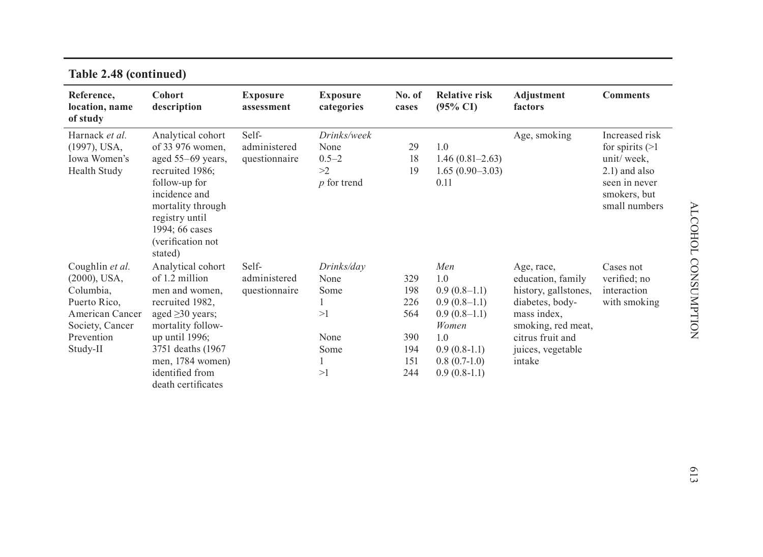**Table 2.48 (continued)**

| Reference, location, name of study | Cohort description | Exposure assessment | Exposure categories | No. of cases | Relative risk (95% CI) | Adjustment factors | Comments |
|---|---|---|---|---|---|---|---|
| Harnack *et al.* (1997), USA, Iowa Women's Health Study | Analytical cohort of 33 976 women, aged 55–69 years, recruited 1986; follow-up for incidence and mortality through registry until 1994; 66 cases (verification not stated) | Self-administered questionnaire | *Drinks/week* | | | Age, smoking | Increased risk for spirits (>1 unit/ week, 2.1) and also seen in never smokers, but small numbers |
| | | | None | 29 | 1.0 | | |
| | | | 0.5–2 | 18 | 1.46 (0.81–2.63) | | |
| | | | >2 | 19 | 1.65 (0.90–3.03) | | |
| | | | *p* for trend | | 0.11 | | |
| Coughlin *et al.* (2000), USA, Columbia, Puerto Rico, American Cancer Society, Cancer Prevention Study-II | Analytical cohort of 1.2 million men and women, aged ≥30 years; mortality follow-up until 1996; 3751 deaths (1967 men, 1784 women) identified from death certificates | Self-administered questionnaire | *Drinks/day* | | *Men* | Age, race, education, family history, gallstones, diabetes, body-mass index, smoking, red meat, citrus fruit and juices, vegetable intake | Cases not verified; no interaction with smoking |
| | | | None | 329 | 1.0 | | |
| | | | Some | 198 | 0.9 (0.8–1.1) | | |
| | | | 1 | 226 | 0.9 (0.8–1.1) | | |
| | | | >1 | 564 | 0.9 (0.8–1.1) | | |
| | | | | | *Women* | | |
| | | | None | 390 | 1.0 | | |
| | | | Some | 194 | 0.9 (0.8-1.1) | | |
| | | | 1 | 151 | 0.8 (0.7-1.0) | | |
| | | | >1 | 244 | 0.9 (0.8-1.1) | | |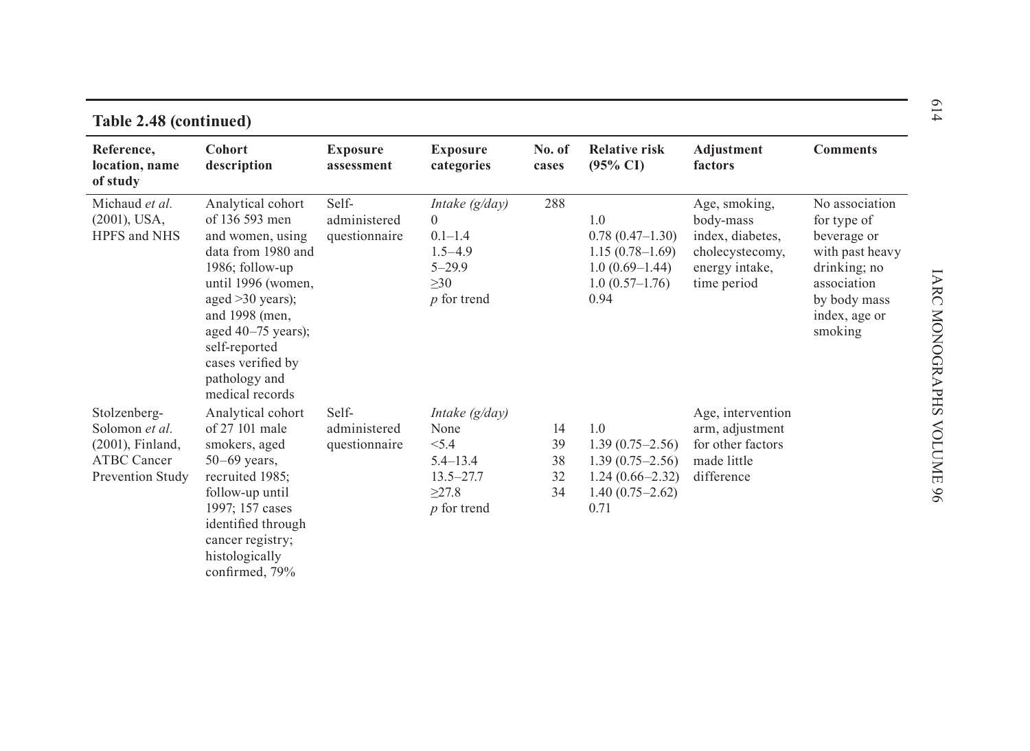**Table 2.48 (continued)**

| Reference, location, name of study | Cohort description | Exposure assessment | Exposure categories | No. of cases | Relative risk (95% CI) | Adjustment factors | Comments |
|---|---|---|---|---|---|---|---|
| Michaud *et al.* (2001), USA, HPFS and NHS | Analytical cohort of 136 593 men and women, using data from 1980 and 1986; follow-up until 1996 (women, aged >30 years); and 1998 (men, aged 40–75 years); self-reported cases verified by pathology and medical records | Self-administered questionnaire | *Intake (g/day)* | 288 | | Age, smoking, body-mass index, diabetes, cholecystecomy, energy intake, time period | No association for type of beverage or with past heavy drinking; no association by body mass index, age or smoking |
| | | | 0 | | 1.0 | | |
| | | | 0.1–1.4 | | 0.78 (0.47–1.30) | | |
| | | | 1.5–4.9 | | 1.15 (0.78–1.69) | | |
| | | | 5–29.9 | | 1.0 (0.69–1.44) | | |
| | | | ≥30 | | 1.0 (0.57–1.76) | | |
| | | | *p* for trend | | 0.94 | | |
| Stolzenberg-Solomon *et al.* (2001), Finland, ATBC Cancer Prevention Study | Analytical cohort of 27 101 male smokers, aged 50–69 years, recruited 1985; follow-up until 1997; 157 cases identified through cancer registry; histologically confirmed, 79% | Self-administered questionnaire | *Intake (g/day)* | | | Age, intervention arm, adjustment for other factors made little difference | |
| | | | None | 14 | 1.0 | | |
| | | | <5.4 | 39 | 1.39 (0.75–2.56) | | |
| | | | 5.4–13.4 | 38 | 1.39 (0.75–2.56) | | |
| | | | 13.5–27.7 | 32 | 1.24 (0.66–2.32) | | |
| | | | ≥27.8 | 34 | 1.40 (0.75–2.62) | | |
| | | | *p* for trend | | 0.71 | | |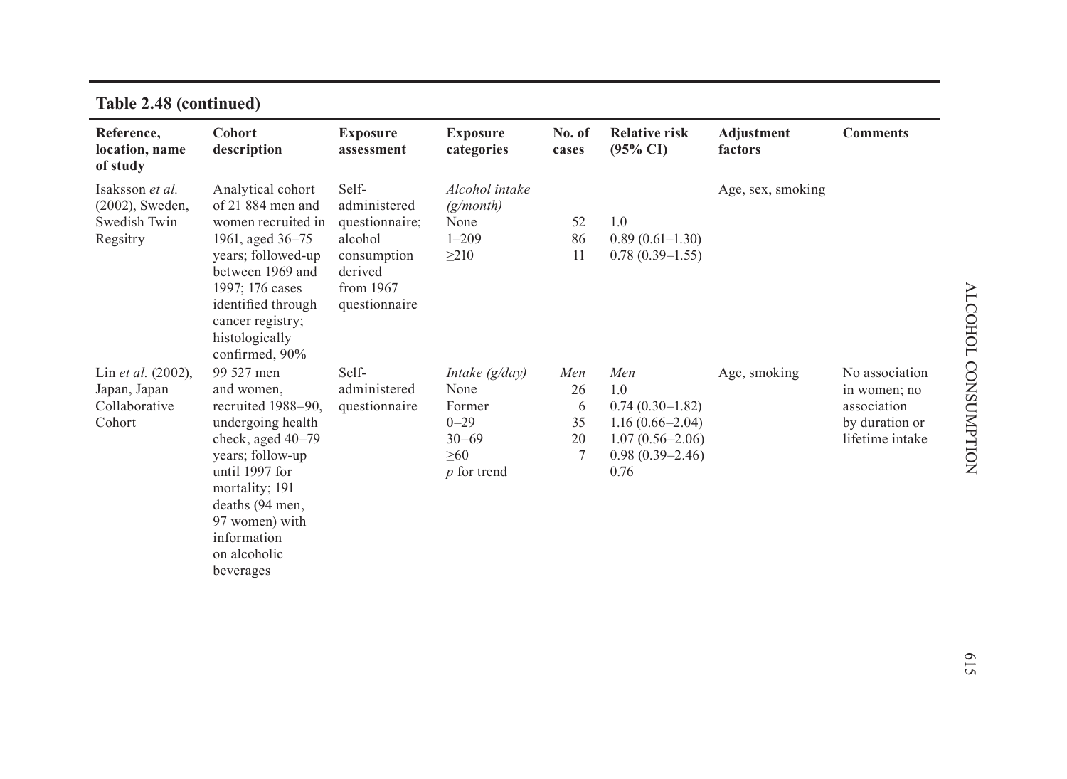**Table 2.48 (continued)**

| Reference, location, name of study | Cohort description | Exposure assessment | Exposure categories | No. of cases | Relative risk (95% CI) | Adjustment factors | Comments |
|---|---|---|---|---|---|---|---|
| Isaksson *et al.* (2002), Sweden, Swedish Twin Regsitry | Analytical cohort of 21 884 men and women recruited in 1961, aged 36–75 years; followed-up between 1969 and 1997; 176 cases identified through cancer registry; histologically confirmed, 90% | Self-administered questionnaire; alcohol consumption derived from 1967 questionnaire | *Alcohol intake (g/month)* | | | Age, sex, smoking | |
| | | | None | 52 | 1.0 | | |
| | | | 1–209 | 86 | 0.89 (0.61–1.30) | | |
| | | | ≥210 | 11 | 0.78 (0.39–1.55) | | |
| Lin *et al.* (2002), Japan, Japan Collaborative Cohort | 99 527 men and women, recruited 1988–90, undergoing health check, aged 40–79 years; follow-up until 1997 for mortality; 191 deaths (94 men, 97 women) with information on alcoholic beverages | Self-administered questionnaire | *Intake (g/day)* | *Men* | *Men* | Age, smoking | No association in women; no association by duration or lifetime intake |
| | | | None | 26 | 1.0 | | |
| | | | Former | 6 | 0.74 (0.30–1.82) | | |
| | | | 0–29 | 35 | 1.16 (0.66–2.04) | | |
| | | | 30–69 | 20 | 1.07 (0.56–2.06) | | |
| | | | ≥60 | 7 | 0.98 (0.39–2.46) | | |
| | | | *p* for trend | | 0.76 | | |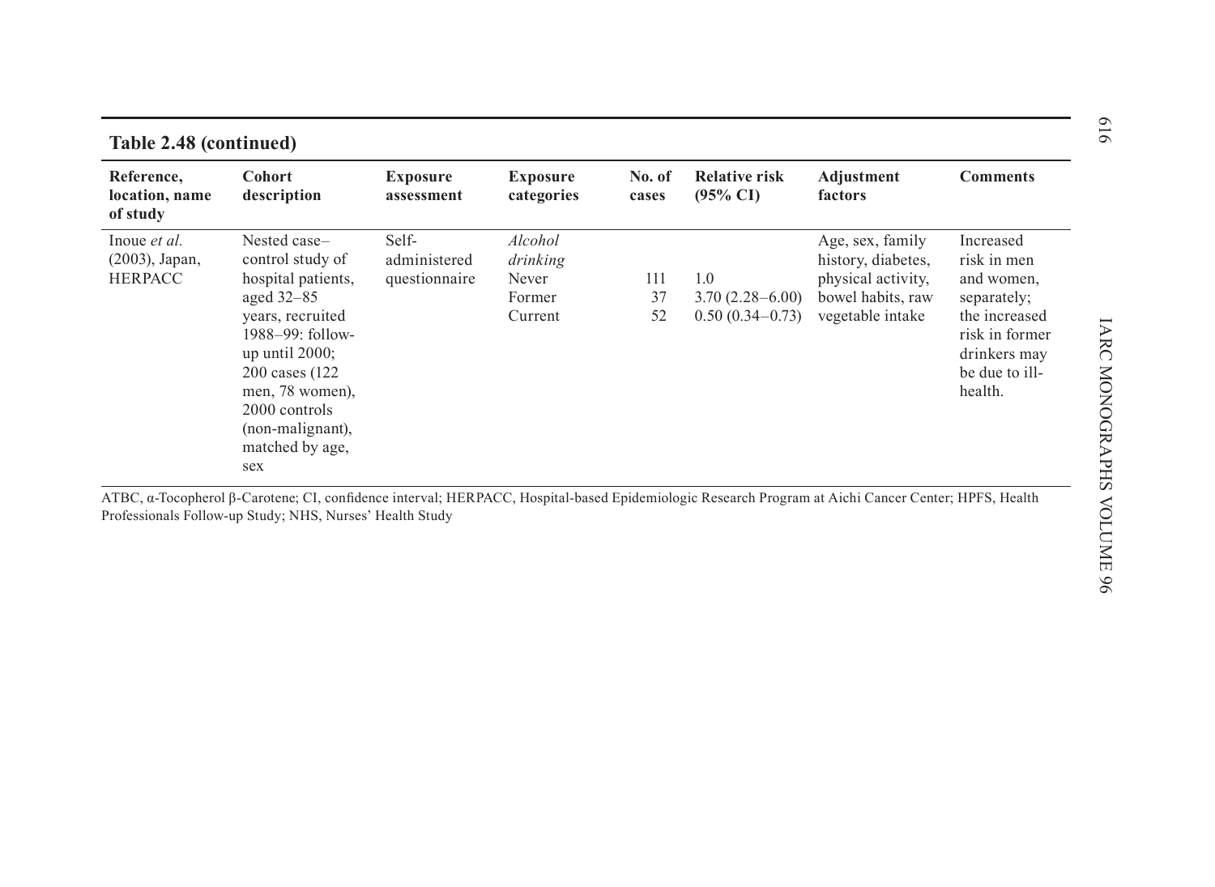**Table 2.48 (continued)**

| Reference, location, name of study | Cohort description | Exposure assessment | Exposure categories | No. of cases | Relative risk (95% CI) | Adjustment factors | Comments |
|---|---|---|---|---|---|---|---|
| Inoue *et al.* (2003), Japan, HERPACC | Nested case–control study of hospital patients, aged 32–85 years, recruited 1988–99: follow-up until 2000; 200 cases (122 men, 78 women), 2000 controls (non-malignant), matched by age, sex | Self-administered questionnaire | *Alcohol drinking* | | | Age, sex, family history, diabetes, physical activity, bowel habits, raw vegetable intake | Increased risk in men and women, separately; the increased risk in former drinkers may be due to ill-health. |
| | | | Never | 111 | 1.0 | | |
| | | | Former | 37 | 3.70 (2.28–6.00) | | |
| | | | Current | 52 | 0.50 (0.34–0.73) | | |

ATBC, α-Tocopherol β-Carotene; CI, confidence interval; HERPACC, Hospital-based Epidemiologic Research Program at Aichi Cancer Center; HPFS, Health Professionals Follow-up Study; NHS, Nurses' Health Study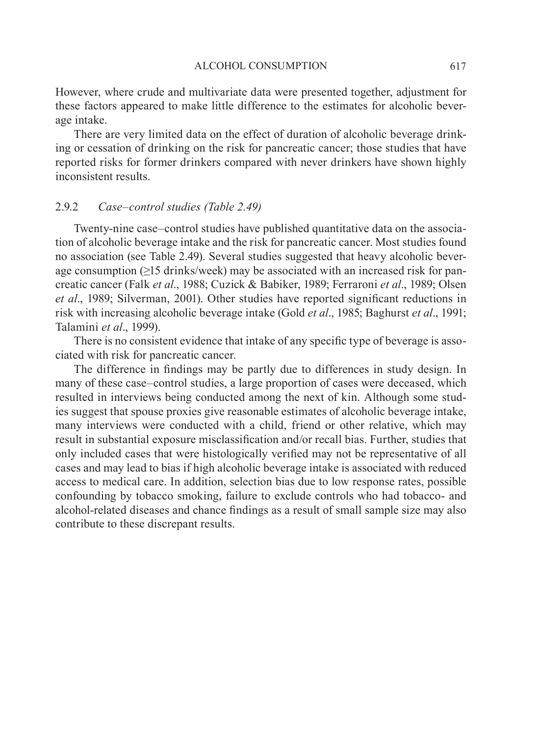However, where crude and multivariate data were presented together, adjustment for these factors appeared to make little difference to the estimates for alcoholic beverage intake.

There are very limited data on the effect of duration of alcoholic beverage drinking or cessation of drinking on the risk for pancreatic cancer; those studies that have reported risks for former drinkers compared with never drinkers have shown highly inconsistent results.

### 2.9.2 *Case–control studies (Table 2.49)*

Twenty-nine case–control studies have published quantitative data on the association of alcoholic beverage intake and the risk for pancreatic cancer. Most studies found no association (see Table 2.49). Several studies suggested that heavy alcoholic beverage consumption (≥15 drinks/week) may be associated with an increased risk for pancreatic cancer (Falk *et al*., 1988; Cuzick & Babiker, 1989; Ferraroni *et al*., 1989; Olsen *et al*., 1989; Silverman, 2001). Other studies have reported significant reductions in risk with increasing alcoholic beverage intake (Gold *et al*., 1985; Baghurst *et al*., 1991; Talamini *et al*., 1999).

There is no consistent evidence that intake of any specific type of beverage is associated with risk for pancreatic cancer.

The difference in findings may be partly due to differences in study design. In many of these case–control studies, a large proportion of cases were deceased, which resulted in interviews being conducted among the next of kin. Although some studies suggest that spouse proxies give reasonable estimates of alcoholic beverage intake, many interviews were conducted with a child, friend or other relative, which may result in substantial exposure misclassification and/or recall bias. Further, studies that only included cases that were histologically verified may not be representative of all cases and may lead to bias if high alcoholic beverage intake is associated with reduced access to medical care. In addition, selection bias due to low response rates, possible confounding by tobacco smoking, failure to exclude controls who had tobacco- and alcohol-related diseases and chance findings as a result of small sample size may also contribute to these discrepant results.